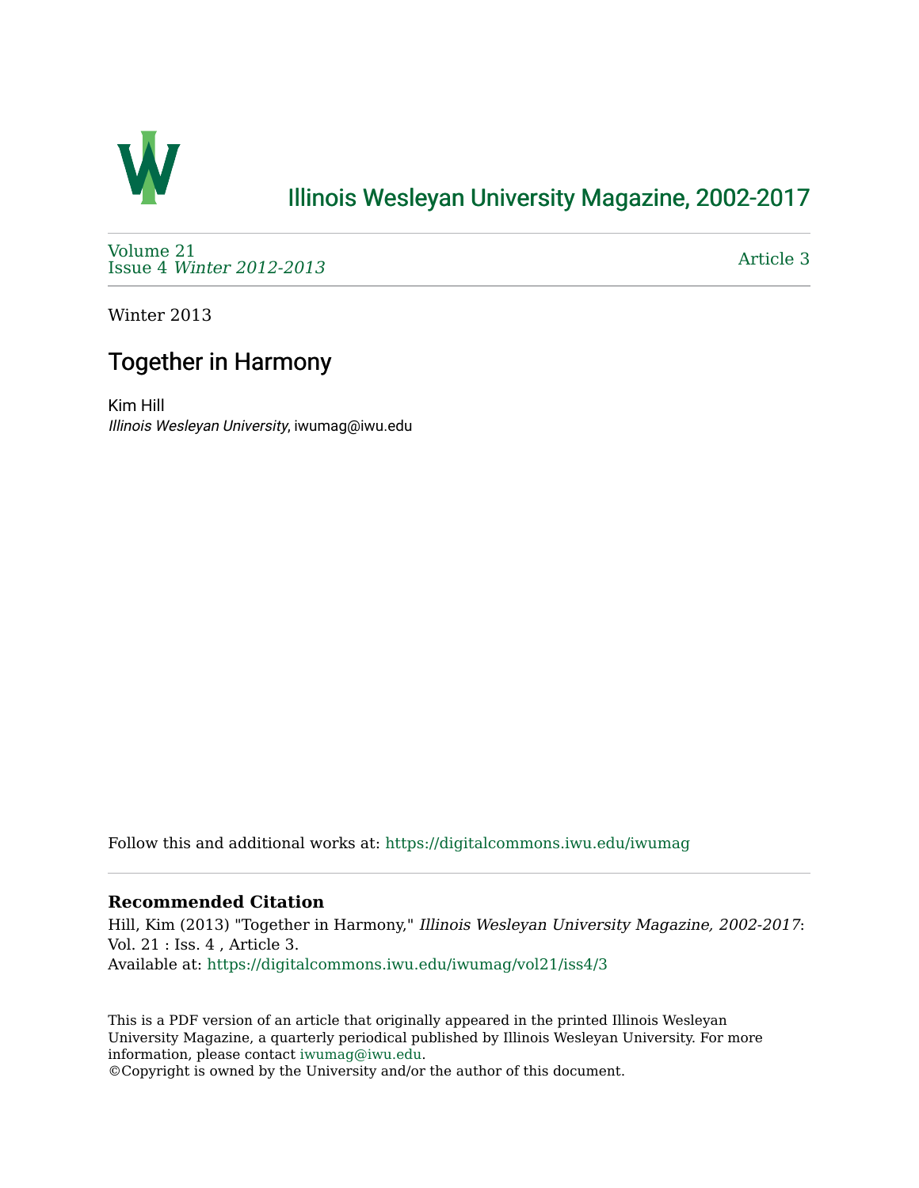# Illinois Wesleyan University Magazine, 2002-2017

Volume 21
Issue 4 *Winter 2012-2013*

Article 3

Winter 2013

## Together in Harmony

Kim Hill
*Illinois Wesleyan University*, iwumag@iwu.edu

Follow this and additional works at: https://digitalcommons.iwu.edu/iwumag

### Recommended Citation

Hill, Kim (2013) "Together in Harmony," *Illinois Wesleyan University Magazine, 2002-2017*: Vol. 21 : Iss. 4 , Article 3.
Available at: https://digitalcommons.iwu.edu/iwumag/vol21/iss4/3

This is a PDF version of an article that originally appeared in the printed Illinois Wesleyan University Magazine, a quarterly periodical published by Illinois Wesleyan University. For more information, please contact iwumag@iwu.edu.
©Copyright is owned by the University and/or the author of this document.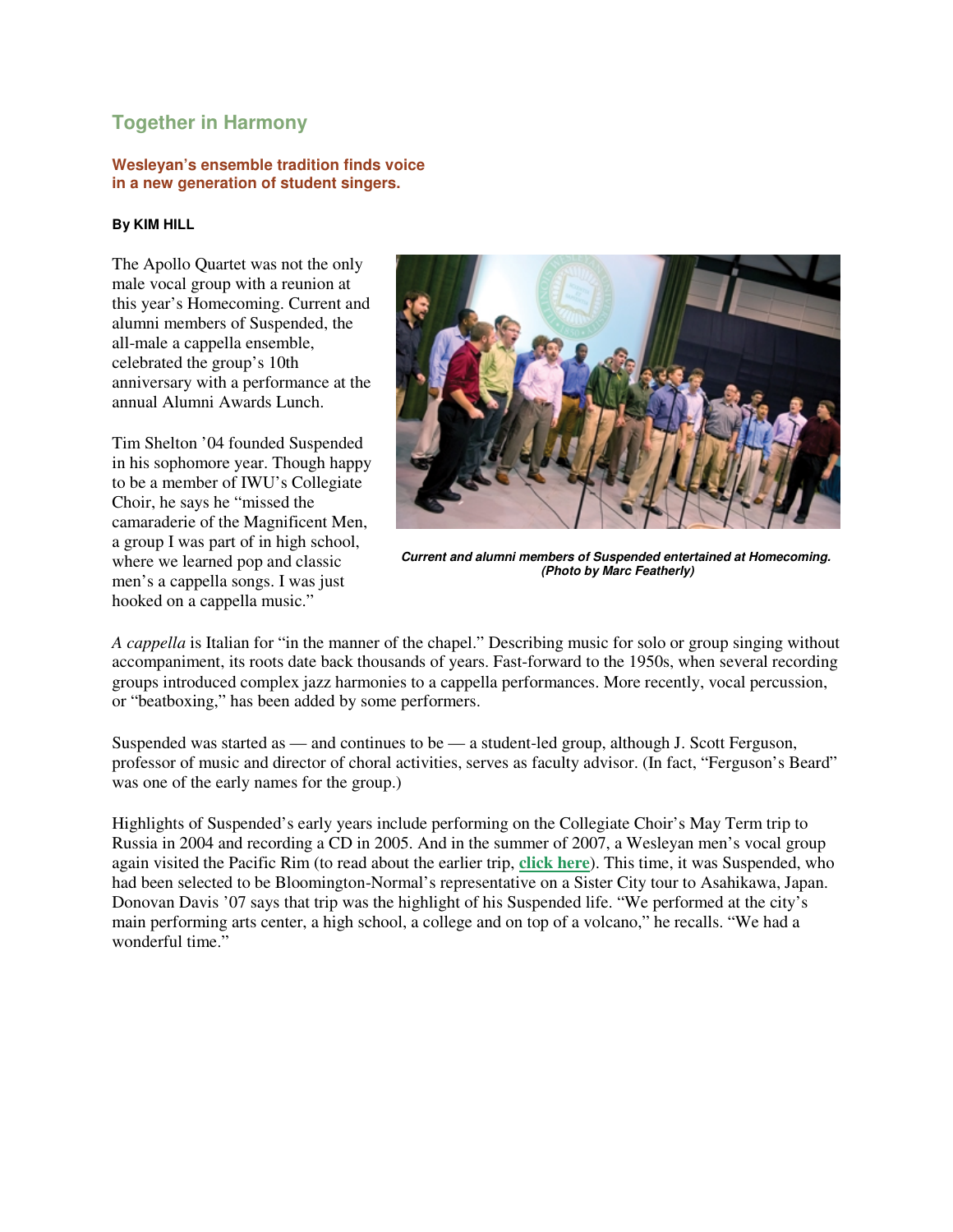## Together in Harmony

**Wesleyan's ensemble tradition finds voice in a new generation of student singers.**

**By KIM HILL**

The Apollo Quartet was not the only male vocal group with a reunion at this year's Homecoming. Current and alumni members of Suspended, the all-male a cappella ensemble, celebrated the group's 10th anniversary with a performance at the annual Alumni Awards Lunch.

*Current and alumni members of Suspended entertained at Homecoming. (Photo by Marc Featherly)*

Tim Shelton '04 founded Suspended in his sophomore year. Though happy to be a member of IWU's Collegiate Choir, he says he "missed the camaraderie of the Magnificent Men, a group I was part of in high school, where we learned pop and classic men's a cappella songs. I was just hooked on a cappella music."

*A cappella* is Italian for "in the manner of the chapel." Describing music for solo or group singing without accompaniment, its roots date back thousands of years. Fast-forward to the 1950s, when several recording groups introduced complex jazz harmonies to a cappella performances. More recently, vocal percussion, or "beatboxing," has been added by some performers.

Suspended was started as — and continues to be — a student-led group, although J. Scott Ferguson, professor of music and director of choral activities, serves as faculty advisor. (In fact, "Ferguson's Beard" was one of the early names for the group.)

Highlights of Suspended's early years include performing on the Collegiate Choir's May Term trip to Russia in 2004 and recording a CD in 2005. And in the summer of 2007, a Wesleyan men's vocal group again visited the Pacific Rim (to read about the earlier trip, **click here**). This time, it was Suspended, who had been selected to be Bloomington-Normal's representative on a Sister City tour to Asahikawa, Japan. Donovan Davis '07 says that trip was the highlight of his Suspended life. "We performed at the city's main performing arts center, a high school, a college and on top of a volcano," he recalls. "We had a wonderful time."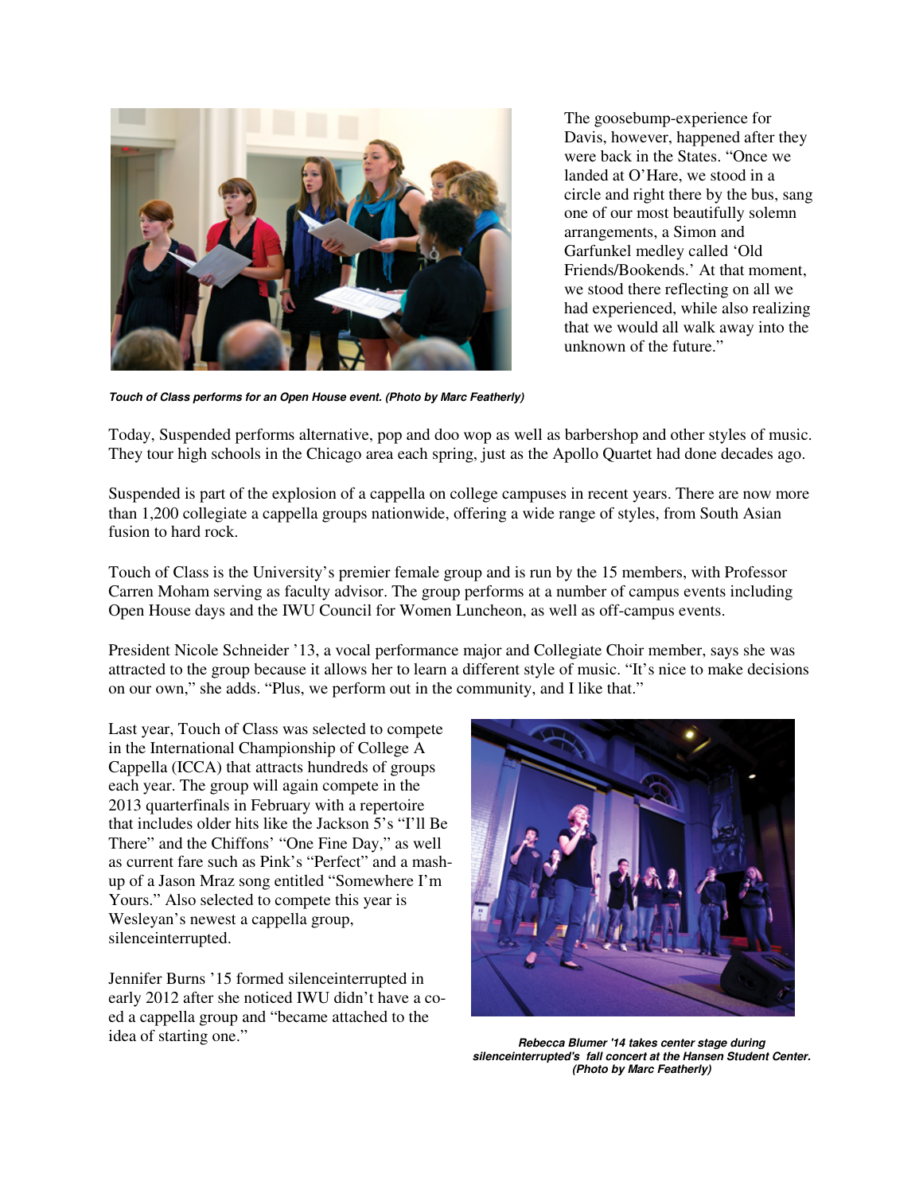The goosebump-experience for Davis, however, happened after they were back in the States. "Once we landed at O'Hare, we stood in a circle and right there by the bus, sang one of our most beautifully solemn arrangements, a Simon and Garfunkel medley called 'Old Friends/Bookends.' At that moment, we stood there reflecting on all we had experienced, while also realizing that we would all walk away into the unknown of the future."

***Touch of Class performs for an Open House event. (Photo by Marc Featherly)***

Today, Suspended performs alternative, pop and doo wop as well as barbershop and other styles of music. They tour high schools in the Chicago area each spring, just as the Apollo Quartet had done decades ago.

Suspended is part of the explosion of a cappella on college campuses in recent years. There are now more than 1,200 collegiate a cappella groups nationwide, offering a wide range of styles, from South Asian fusion to hard rock.

Touch of Class is the University's premier female group and is run by the 15 members, with Professor Carren Moham serving as faculty advisor. The group performs at a number of campus events including Open House days and the IWU Council for Women Luncheon, as well as off-campus events.

President Nicole Schneider '13, a vocal performance major and Collegiate Choir member, says she was attracted to the group because it allows her to learn a different style of music. "It's nice to make decisions on our own," she adds. "Plus, we perform out in the community, and I like that."

Last year, Touch of Class was selected to compete in the International Championship of College A Cappella (ICCA) that attracts hundreds of groups each year. The group will again compete in the 2013 quarterfinals in February with a repertoire that includes older hits like the Jackson 5's "I'll Be There" and the Chiffons' "One Fine Day," as well as current fare such as Pink's "Perfect" and a mash-up of a Jason Mraz song entitled "Somewhere I'm Yours." Also selected to compete this year is Wesleyan's newest a cappella group, silenceinterrupted.

Jennifer Burns '15 formed silenceinterrupted in early 2012 after she noticed IWU didn't have a co-ed a cappella group and "became attached to the idea of starting one."

***Rebecca Blumer '14 takes center stage during silenceinterrupted's fall concert at the Hansen Student Center. (Photo by Marc Featherly)***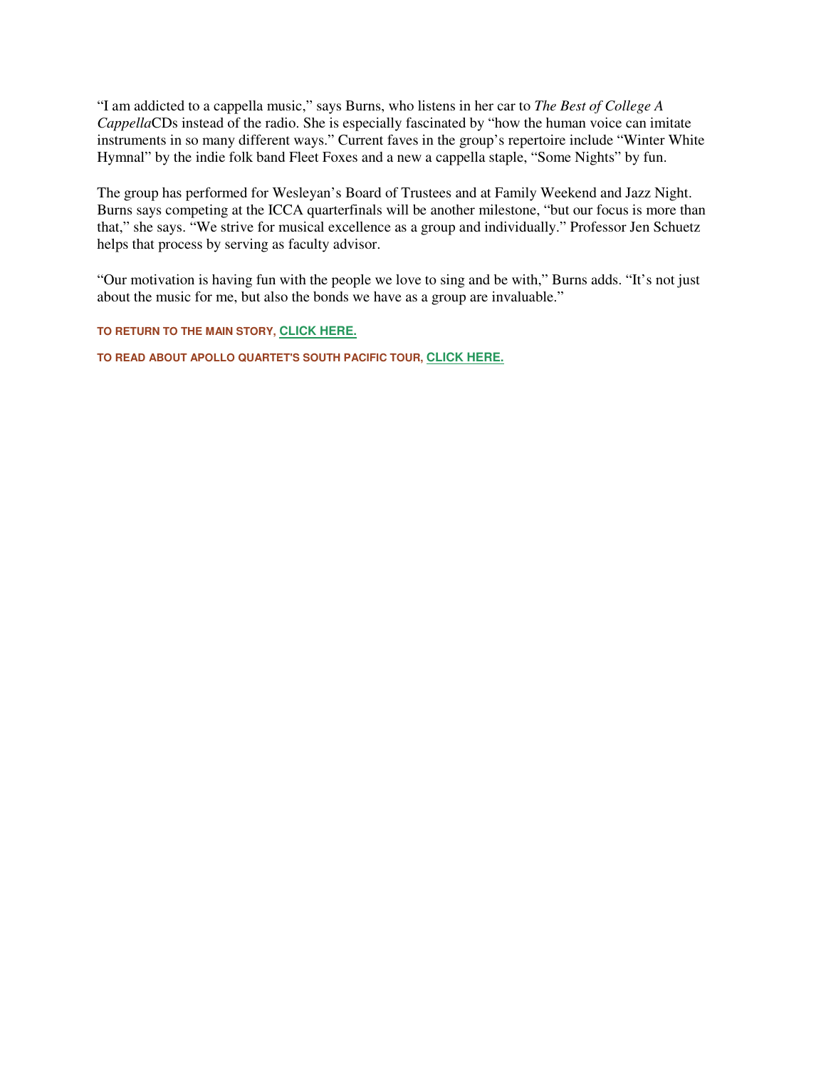"I am addicted to a cappella music," says Burns, who listens in her car to *The Best of College A Cappella*CDs instead of the radio. She is especially fascinated by "how the human voice can imitate instruments in so many different ways." Current faves in the group's repertoire include "Winter White Hymnal" by the indie folk band Fleet Foxes and a new a cappella staple, "Some Nights" by fun.

The group has performed for Wesleyan's Board of Trustees and at Family Weekend and Jazz Night. Burns says competing at the ICCA quarterfinals will be another milestone, "but our focus is more than that," she says. "We strive for musical excellence as a group and individually." Professor Jen Schuetz helps that process by serving as faculty advisor.

"Our motivation is having fun with the people we love to sing and be with," Burns adds. "It's not just about the music for me, but also the bonds we have as a group are invaluable."

**TO RETURN TO THE MAIN STORY, CLICK HERE.**

**TO READ ABOUT APOLLO QUARTET'S SOUTH PACIFIC TOUR, CLICK HERE.**